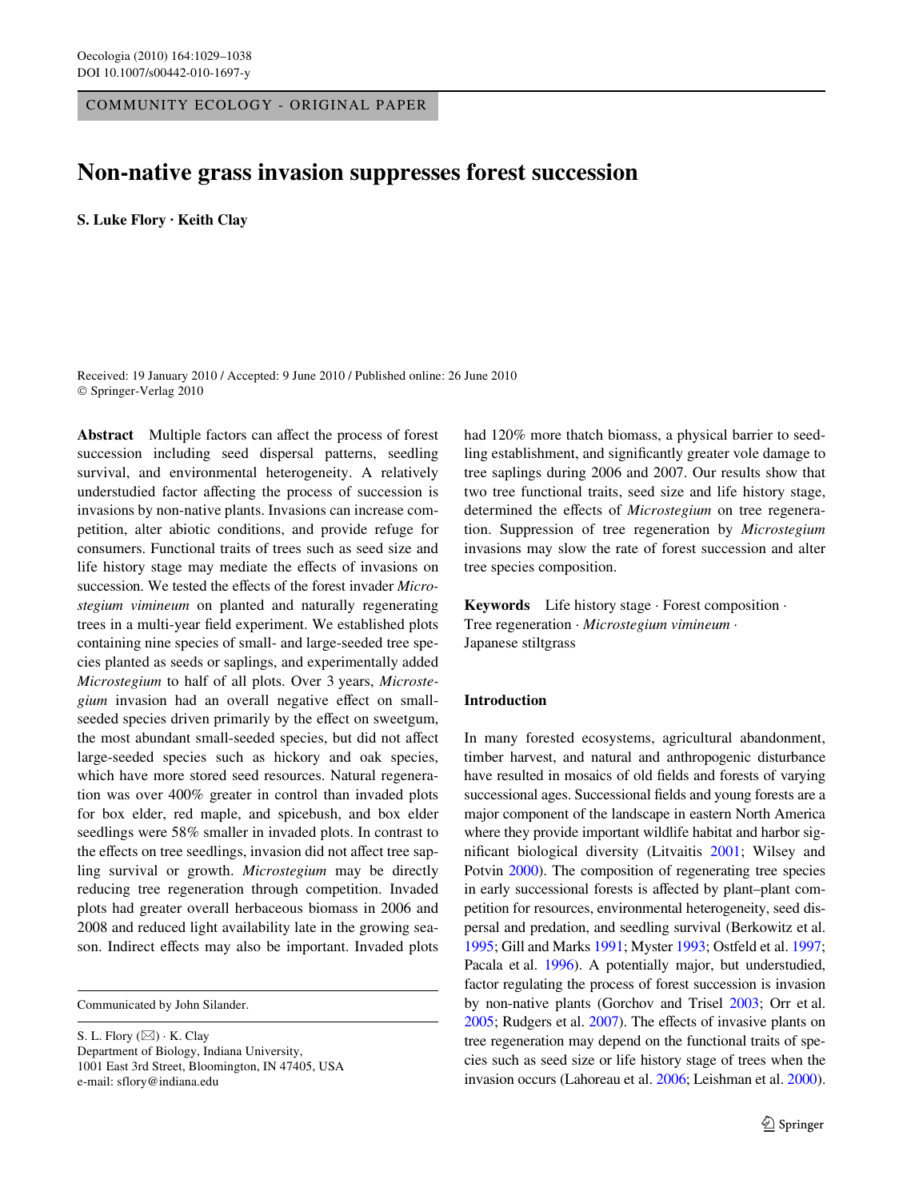COMMUNITY ECOLOGY - ORIGINAL PAPER

# Non-native grass invasion suppresses forest succession

**S. Luke Flory · Keith Clay**

Received: 19 January 2010 / Accepted: 9 June 2010 / Published online: 26 June 2010
© Springer-Verlag 2010

**Abstract** Multiple factors can affect the process of forest succession including seed dispersal patterns, seedling survival, and environmental heterogeneity. A relatively understudied factor affecting the process of succession is invasions by non-native plants. Invasions can increase competition, alter abiotic conditions, and provide refuge for consumers. Functional traits of trees such as seed size and life history stage may mediate the effects of invasions on succession. We tested the effects of the forest invader *Microstegium vimineum* on planted and naturally regenerating trees in a multi-year field experiment. We established plots containing nine species of small- and large-seeded tree species planted as seeds or saplings, and experimentally added *Microstegium* to half of all plots. Over 3 years, *Microstegium* invasion had an overall negative effect on small-seeded species driven primarily by the effect on sweetgum, the most abundant small-seeded species, but did not affect large-seeded species such as hickory and oak species, which have more stored seed resources. Natural regeneration was over 400% greater in control than invaded plots for box elder, red maple, and spicebush, and box elder seedlings were 58% smaller in invaded plots. In contrast to the effects on tree seedlings, invasion did not affect tree sapling survival or growth. *Microstegium* may be directly reducing tree regeneration through competition. Invaded plots had greater overall herbaceous biomass in 2006 and 2008 and reduced light availability late in the growing season. Indirect effects may also be important. Invaded plots had 120% more thatch biomass, a physical barrier to seedling establishment, and significantly greater vole damage to tree saplings during 2006 and 2007. Our results show that two tree functional traits, seed size and life history stage, determined the effects of *Microstegium* on tree regeneration. Suppression of tree regeneration by *Microstegium* invasions may slow the rate of forest succession and alter tree species composition.

**Keywords** Life history stage · Forest composition · Tree regeneration · *Microstegium vimineum* · Japanese stiltgrass

Communicated by John Silander.

S. L. Flory (✉) · K. Clay
Department of Biology, Indiana University,
1001 East 3rd Street, Bloomington, IN 47405, USA
e-mail: sflory@indiana.edu

## Introduction

In many forested ecosystems, agricultural abandonment, timber harvest, and natural and anthropogenic disturbance have resulted in mosaics of old fields and forests of varying successional ages. Successional fields and young forests are a major component of the landscape in eastern North America where they provide important wildlife habitat and harbor significant biological diversity (Litvaitis 2001; Wilsey and Potvin 2000). The composition of regenerating tree species in early successional forests is affected by plant–plant competition for resources, environmental heterogeneity, seed dispersal and predation, and seedling survival (Berkowitz et al. 1995; Gill and Marks 1991; Myster 1993; Ostfeld et al. 1997; Pacala et al. 1996). A potentially major, but understudied, factor regulating the process of forest succession is invasion by non-native plants (Gorchov and Trisel 2003; Orr et al. 2005; Rudgers et al. 2007). The effects of invasive plants on tree regeneration may depend on the functional traits of species such as seed size or life history stage of trees when the invasion occurs (Lahoreau et al. 2006; Leishman et al. 2000).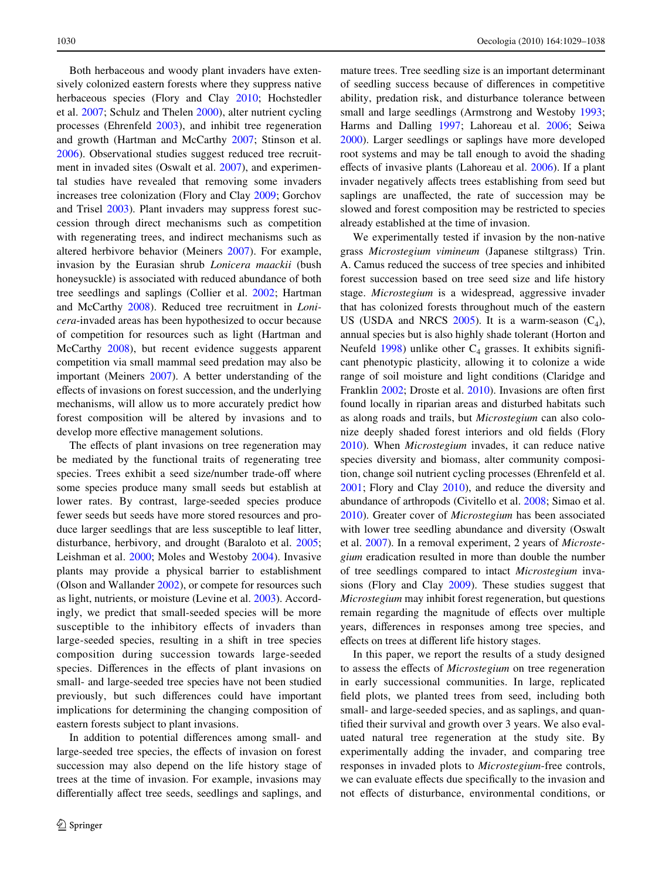Both herbaceous and woody plant invaders have extensively colonized eastern forests where they suppress native herbaceous species (Flory and Clay 2010; Hochstedler et al. 2007; Schulz and Thelen 2000), alter nutrient cycling processes (Ehrenfeld 2003), and inhibit tree regeneration and growth (Hartman and McCarthy 2007; Stinson et al. 2006). Observational studies suggest reduced tree recruitment in invaded sites (Oswalt et al. 2007), and experimental studies have revealed that removing some invaders increases tree colonization (Flory and Clay 2009; Gorchov and Trisel 2003). Plant invaders may suppress forest succession through direct mechanisms such as competition with regenerating trees, and indirect mechanisms such as altered herbivore behavior (Meiners 2007). For example, invasion by the Eurasian shrub *Lonicera maackii* (bush honeysuckle) is associated with reduced abundance of both tree seedlings and saplings (Collier et al. 2002; Hartman and McCarthy 2008). Reduced tree recruitment in *Lonicera*-invaded areas has been hypothesized to occur because of competition for resources such as light (Hartman and McCarthy 2008), but recent evidence suggests apparent competition via small mammal seed predation may also be important (Meiners 2007). A better understanding of the effects of invasions on forest succession, and the underlying mechanisms, will allow us to more accurately predict how forest composition will be altered by invasions and to develop more effective management solutions.

The effects of plant invasions on tree regeneration may be mediated by the functional traits of regenerating tree species. Trees exhibit a seed size/number trade-off where some species produce many small seeds but establish at lower rates. By contrast, large-seeded species produce fewer seeds but seeds have more stored resources and produce larger seedlings that are less susceptible to leaf litter, disturbance, herbivory, and drought (Baraloto et al. 2005; Leishman et al. 2000; Moles and Westoby 2004). Invasive plants may provide a physical barrier to establishment (Olson and Wallander 2002), or compete for resources such as light, nutrients, or moisture (Levine et al. 2003). Accordingly, we predict that small-seeded species will be more susceptible to the inhibitory effects of invaders than large-seeded species, resulting in a shift in tree species composition during succession towards large-seeded species. Differences in the effects of plant invasions on small- and large-seeded tree species have not been studied previously, but such differences could have important implications for determining the changing composition of eastern forests subject to plant invasions.

In addition to potential differences among small- and large-seeded tree species, the effects of invasion on forest succession may also depend on the life history stage of trees at the time of invasion. For example, invasions may differentially affect tree seeds, seedlings and saplings, and mature trees. Tree seedling size is an important determinant of seedling success because of differences in competitive ability, predation risk, and disturbance tolerance between small and large seedlings (Armstrong and Westoby 1993; Harms and Dalling 1997; Lahoreau et al. 2006; Seiwa 2000). Larger seedlings or saplings have more developed root systems and may be tall enough to avoid the shading effects of invasive plants (Lahoreau et al. 2006). If a plant invader negatively affects trees establishing from seed but saplings are unaffected, the rate of succession may be slowed and forest composition may be restricted to species already established at the time of invasion.

We experimentally tested if invasion by the non-native grass *Microstegium vimineum* (Japanese stiltgrass) Trin. A. Camus reduced the success of tree species and inhibited forest succession based on tree seed size and life history stage. *Microstegium* is a widespread, aggressive invader that has colonized forests throughout much of the eastern US (USDA and NRCS 2005). It is a warm-season ($C_4$), annual species but is also highly shade tolerant (Horton and Neufeld 1998) unlike other $C_4$ grasses. It exhibits significant phenotypic plasticity, allowing it to colonize a wide range of soil moisture and light conditions (Claridge and Franklin 2002; Droste et al. 2010). Invasions are often first found locally in riparian areas and disturbed habitats such as along roads and trails, but *Microstegium* can also colonize deeply shaded forest interiors and old fields (Flory 2010). When *Microstegium* invades, it can reduce native species diversity and biomass, alter community composition, change soil nutrient cycling processes (Ehrenfeld et al. 2001; Flory and Clay 2010), and reduce the diversity and abundance of arthropods (Civitello et al. 2008; Simao et al. 2010). Greater cover of *Microstegium* has been associated with lower tree seedling abundance and diversity (Oswalt et al. 2007). In a removal experiment, 2 years of *Microstegium* eradication resulted in more than double the number of tree seedlings compared to intact *Microstegium* invasions (Flory and Clay 2009). These studies suggest that *Microstegium* may inhibit forest regeneration, but questions remain regarding the magnitude of effects over multiple years, differences in responses among tree species, and effects on trees at different life history stages.

In this paper, we report the results of a study designed to assess the effects of *Microstegium* on tree regeneration in early successional communities. In large, replicated field plots, we planted trees from seed, including both small- and large-seeded species, and as saplings, and quantified their survival and growth over 3 years. We also evaluated natural tree regeneration at the study site. By experimentally adding the invader, and comparing tree responses in invaded plots to *Microstegium*-free controls, we can evaluate effects due specifically to the invasion and not effects of disturbance, environmental conditions, or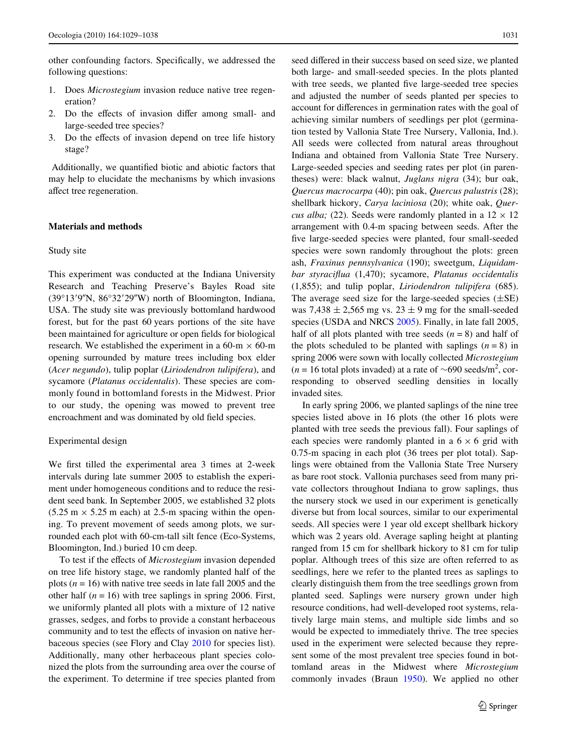other confounding factors. Specifically, we addressed the following questions:

1. Does *Microstegium* invasion reduce native tree regeneration?
2. Do the effects of invasion differ among small- and large-seeded tree species?
3. Do the effects of invasion depend on tree life history stage?

Additionally, we quantified biotic and abiotic factors that may help to elucidate the mechanisms by which invasions affect tree regeneration.

## Materials and methods

### Study site

This experiment was conducted at the Indiana University Research and Teaching Preserve's Bayles Road site (39°13′9″N, 86°32′29″W) north of Bloomington, Indiana, USA. The study site was previously bottomland hardwood forest, but for the past 60 years portions of the site have been maintained for agriculture or open fields for biological research. We established the experiment in a 60-m × 60-m opening surrounded by mature trees including box elder (*Acer negundo*), tulip poplar (*Liriodendron tulipifera*), and sycamore (*Platanus occidentalis*). These species are commonly found in bottomland forests in the Midwest. Prior to our study, the opening was mowed to prevent tree encroachment and was dominated by old field species.

### Experimental design

We first tilled the experimental area 3 times at 2-week intervals during late summer 2005 to establish the experiment under homogeneous conditions and to reduce the resident seed bank. In September 2005, we established 32 plots (5.25 m × 5.25 m each) at 2.5-m spacing within the opening. To prevent movement of seeds among plots, we surrounded each plot with 60-cm-tall silt fence (Eco-Systems, Bloomington, Ind.) buried 10 cm deep.

To test if the effects of *Microstegium* invasion depended on tree life history stage, we randomly planted half of the plots ($n = 16$) with native tree seeds in late fall 2005 and the other half ($n = 16$) with tree saplings in spring 2006. First, we uniformly planted all plots with a mixture of 12 native grasses, sedges, and forbs to provide a constant herbaceous community and to test the effects of invasion on native herbaceous species (see Flory and Clay 2010 for species list). Additionally, many other herbaceous plant species colonized the plots from the surrounding area over the course of the experiment. To determine if tree species planted from seed differed in their success based on seed size, we planted both large- and small-seeded species. In the plots planted with tree seeds, we planted five large-seeded tree species and adjusted the number of seeds planted per species to account for differences in germination rates with the goal of achieving similar numbers of seedlings per plot (germination tested by Vallonia State Tree Nursery, Vallonia, Ind.). All seeds were collected from natural areas throughout Indiana and obtained from Vallonia State Tree Nursery. Large-seeded species and seeding rates per plot (in parentheses) were: black walnut, *Juglans nigra* (34); bur oak, *Quercus macrocarpa* (40); pin oak, *Quercus palustris* (28); shellbark hickory, *Carya laciniosa* (20); white oak, *Quercus alba;* (22). Seeds were randomly planted in a 12 × 12 arrangement with 0.4-m spacing between seeds. After the five large-seeded species were planted, four small-seeded species were sown randomly throughout the plots: green ash, *Fraxinus pennsylvanica* (190); sweetgum, *Liquidambar styraciflua* (1,470); sycamore, *Platanus occidentalis* (1,855); and tulip poplar, *Liriodendron tulipifera* (685). The average seed size for the large-seeded species (±SE) was 7,438 ± 2,565 mg vs. 23 ± 9 mg for the small-seeded species (USDA and NRCS 2005). Finally, in late fall 2005, half of all plots planted with tree seeds ($n = 8$) and half of the plots scheduled to be planted with saplings ($n = 8$) in spring 2006 were sown with locally collected *Microstegium* ($n = 16$ total plots invaded) at a rate of ~690 seeds/m$^2$, corresponding to observed seedling densities in locally invaded sites.

In early spring 2006, we planted saplings of the nine tree species listed above in 16 plots (the other 16 plots were planted with tree seeds the previous fall). Four saplings of each species were randomly planted in a 6 × 6 grid with 0.75-m spacing in each plot (36 trees per plot total). Saplings were obtained from the Vallonia State Tree Nursery as bare root stock. Vallonia purchases seed from many private collectors throughout Indiana to grow saplings, thus the nursery stock we used in our experiment is genetically diverse but from local sources, similar to our experimental seeds. All species were 1 year old except shellbark hickory which was 2 years old. Average sapling height at planting ranged from 15 cm for shellbark hickory to 81 cm for tulip poplar. Although trees of this size are often referred to as seedlings, here we refer to the planted trees as saplings to clearly distinguish them from the tree seedlings grown from planted seed. Saplings were nursery grown under high resource conditions, had well-developed root systems, relatively large main stems, and multiple side limbs and so would be expected to immediately thrive. The tree species used in the experiment were selected because they represent some of the most prevalent tree species found in bottomland areas in the Midwest where *Microstegium* commonly invades (Braun 1950). We applied no other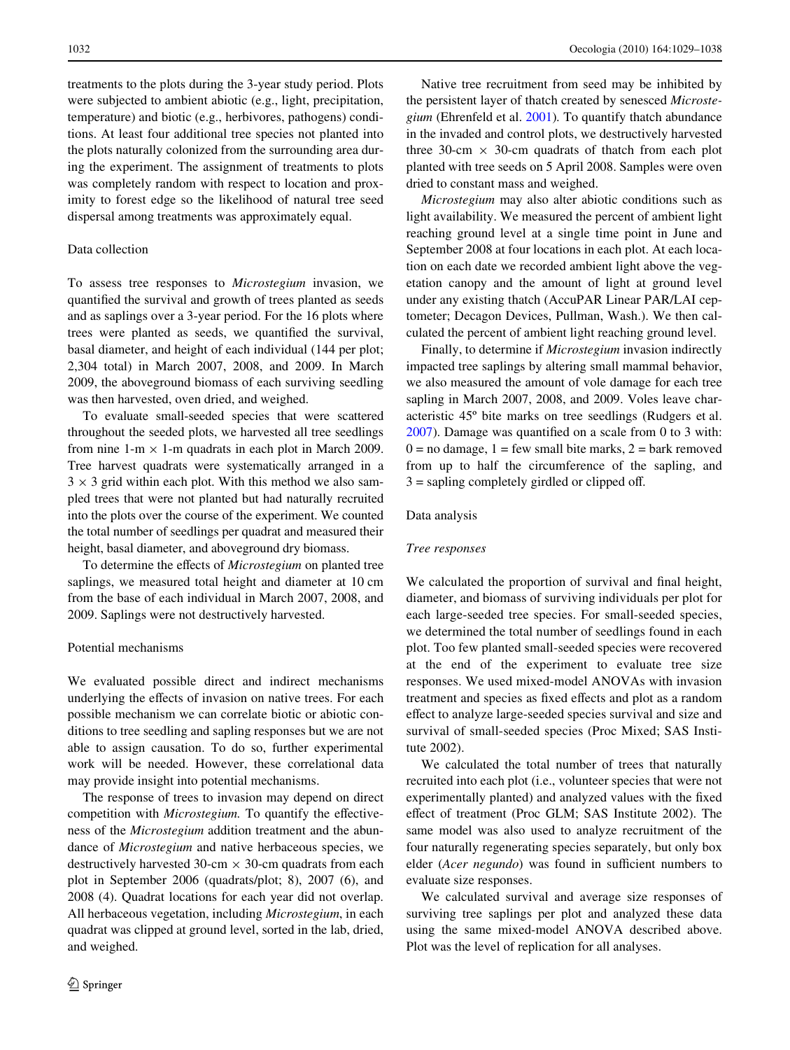treatments to the plots during the 3-year study period. Plots were subjected to ambient abiotic (e.g., light, precipitation, temperature) and biotic (e.g., herbivores, pathogens) conditions. At least four additional tree species not planted into the plots naturally colonized from the surrounding area during the experiment. The assignment of treatments to plots was completely random with respect to location and proximity to forest edge so the likelihood of natural tree seed dispersal among treatments was approximately equal.

## Data collection

To assess tree responses to *Microstegium* invasion, we quantified the survival and growth of trees planted as seeds and as saplings over a 3-year period. For the 16 plots where trees were planted as seeds, we quantified the survival, basal diameter, and height of each individual (144 per plot; 2,304 total) in March 2007, 2008, and 2009. In March 2009, the aboveground biomass of each surviving seedling was then harvested, oven dried, and weighed.

To evaluate small-seeded species that were scattered throughout the seeded plots, we harvested all tree seedlings from nine 1-m × 1-m quadrats in each plot in March 2009. Tree harvest quadrats were systematically arranged in a 3 × 3 grid within each plot. With this method we also sampled trees that were not planted but had naturally recruited into the plots over the course of the experiment. We counted the total number of seedlings per quadrat and measured their height, basal diameter, and aboveground dry biomass.

To determine the effects of *Microstegium* on planted tree saplings, we measured total height and diameter at 10 cm from the base of each individual in March 2007, 2008, and 2009. Saplings were not destructively harvested.

## Potential mechanisms

We evaluated possible direct and indirect mechanisms underlying the effects of invasion on native trees. For each possible mechanism we can correlate biotic or abiotic conditions to tree seedling and sapling responses but we are not able to assign causation. To do so, further experimental work will be needed. However, these correlational data may provide insight into potential mechanisms.

The response of trees to invasion may depend on direct competition with *Microstegium.* To quantify the effectiveness of the *Microstegium* addition treatment and the abundance of *Microstegium* and native herbaceous species, we destructively harvested 30-cm × 30-cm quadrats from each plot in September 2006 (quadrats/plot; 8), 2007 (6), and 2008 (4). Quadrat locations for each year did not overlap. All herbaceous vegetation, including *Microstegium*, in each quadrat was clipped at ground level, sorted in the lab, dried, and weighed.

Native tree recruitment from seed may be inhibited by the persistent layer of thatch created by senesced *Microstegium* (Ehrenfeld et al. 2001). To quantify thatch abundance in the invaded and control plots, we destructively harvested three 30-cm × 30-cm quadrats of thatch from each plot planted with tree seeds on 5 April 2008. Samples were oven dried to constant mass and weighed.

*Microstegium* may also alter abiotic conditions such as light availability. We measured the percent of ambient light reaching ground level at a single time point in June and September 2008 at four locations in each plot. At each location on each date we recorded ambient light above the vegetation canopy and the amount of light at ground level under any existing thatch (AccuPAR Linear PAR/LAI ceptometer; Decagon Devices, Pullman, Wash.). We then calculated the percent of ambient light reaching ground level.

Finally, to determine if *Microstegium* invasion indirectly impacted tree saplings by altering small mammal behavior, we also measured the amount of vole damage for each tree sapling in March 2007, 2008, and 2009. Voles leave characteristic 45º bite marks on tree seedlings (Rudgers et al. 2007). Damage was quantified on a scale from 0 to 3 with: 0 = no damage, 1 = few small bite marks, 2 = bark removed from up to half the circumference of the sapling, and 3 = sapling completely girdled or clipped off.

## Data analysis

### Tree responses

We calculated the proportion of survival and final height, diameter, and biomass of surviving individuals per plot for each large-seeded tree species. For small-seeded species, we determined the total number of seedlings found in each plot. Too few planted small-seeded species were recovered at the end of the experiment to evaluate tree size responses. We used mixed-model ANOVAs with invasion treatment and species as fixed effects and plot as a random effect to analyze large-seeded species survival and size and survival of small-seeded species (Proc Mixed; SAS Institute 2002).

We calculated the total number of trees that naturally recruited into each plot (i.e., volunteer species that were not experimentally planted) and analyzed values with the fixed effect of treatment (Proc GLM; SAS Institute 2002). The same model was also used to analyze recruitment of the four naturally regenerating species separately, but only box elder (*Acer negundo*) was found in sufficient numbers to evaluate size responses.

We calculated survival and average size responses of surviving tree saplings per plot and analyzed these data using the same mixed-model ANOVA described above. Plot was the level of replication for all analyses.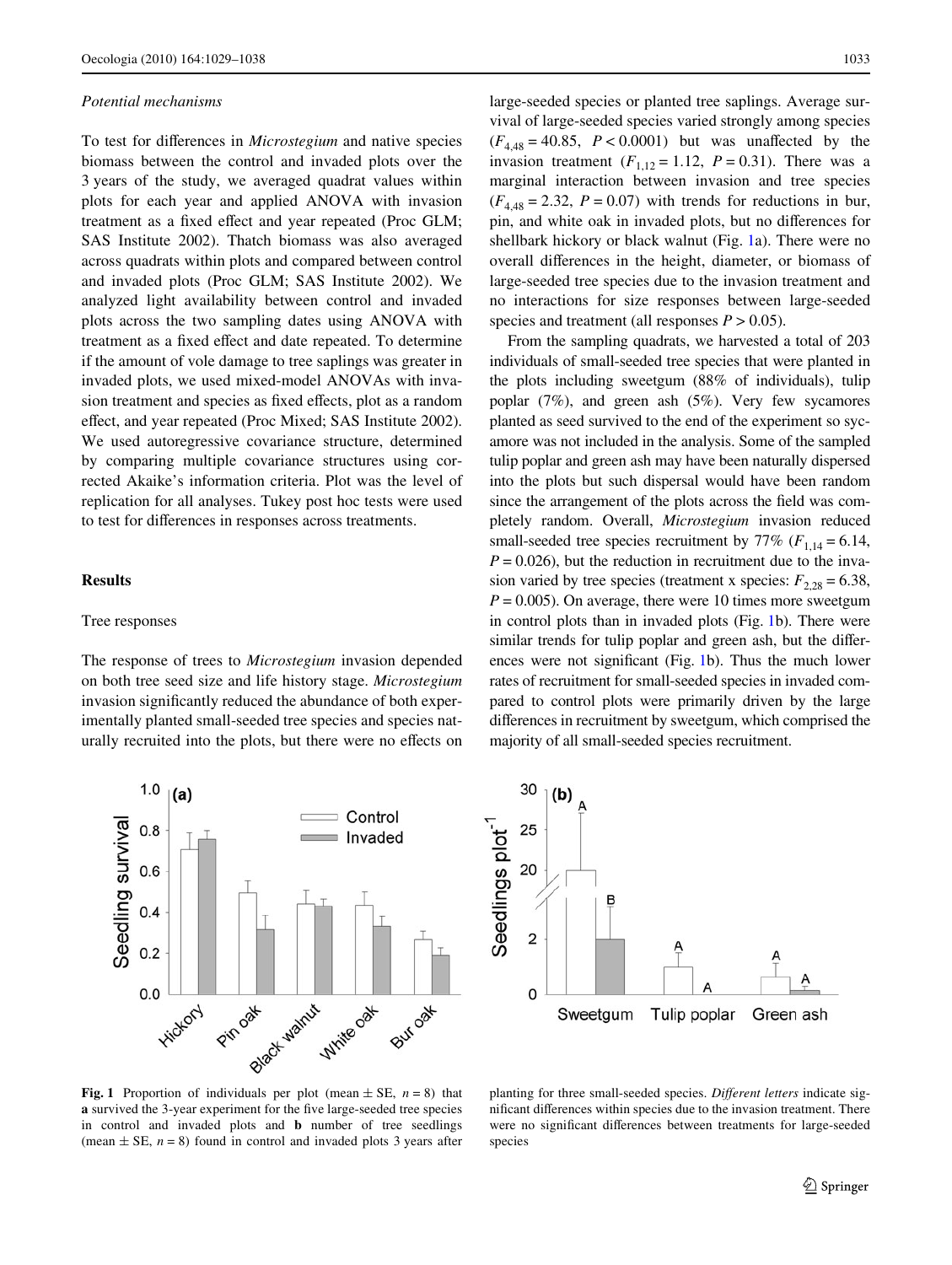*Potential mechanisms*

To test for differences in *Microstegium* and native species biomass between the control and invaded plots over the 3 years of the study, we averaged quadrat values within plots for each year and applied ANOVA with invasion treatment as a fixed effect and year repeated (Proc GLM; SAS Institute 2002). Thatch biomass was also averaged across quadrats within plots and compared between control and invaded plots (Proc GLM; SAS Institute 2002). We analyzed light availability between control and invaded plots across the two sampling dates using ANOVA with treatment as a fixed effect and date repeated. To determine if the amount of vole damage to tree saplings was greater in invaded plots, we used mixed-model ANOVAs with invasion treatment and species as fixed effects, plot as a random effect, and year repeated (Proc Mixed; SAS Institute 2002). We used autoregressive covariance structure, determined by comparing multiple covariance structures using corrected Akaike's information criteria. Plot was the level of replication for all analyses. Tukey post hoc tests were used to test for differences in responses across treatments.

## Results

### Tree responses

The response of trees to *Microstegium* invasion depended on both tree seed size and life history stage. *Microstegium* invasion significantly reduced the abundance of both experimentally planted small-seeded tree species and species naturally recruited into the plots, but there were no effects on large-seeded species or planted tree saplings. Average survival of large-seeded species varied strongly among species ($F_{4,48} = 40.85$, $P < 0.0001$) but was unaffected by the invasion treatment ($F_{1,12} = 1.12$, $P = 0.31$). There was a marginal interaction between invasion and tree species ($F_{4,48} = 2.32$, $P = 0.07$) with trends for reductions in bur, pin, and white oak in invaded plots, but no differences for shellbark hickory or black walnut (Fig. 1a). There were no overall differences in the height, diameter, or biomass of large-seeded tree species due to the invasion treatment and no interactions for size responses between large-seeded species and treatment (all responses $P > 0.05$).

From the sampling quadrats, we harvested a total of 203 individuals of small-seeded tree species that were planted in the plots including sweetgum (88% of individuals), tulip poplar (7%), and green ash (5%). Very few sycamores planted as seed survived to the end of the experiment so sycamore was not included in the analysis. Some of the sampled tulip poplar and green ash may have been naturally dispersed into the plots but such dispersal would have been random since the arrangement of the plots across the field was completely random. Overall, *Microstegium* invasion reduced small-seeded tree species recruitment by 77% ($F_{1,14} = 6.14$, $P = 0.026$), but the reduction in recruitment due to the invasion varied by tree species (treatment x species: $F_{2,28} = 6.38$, $P = 0.005$). On average, there were 10 times more sweetgum in control plots than in invaded plots (Fig. 1b). There were similar trends for tulip poplar and green ash, but the differences were not significant (Fig. 1b). Thus the much lower rates of recruitment for small-seeded species in invaded compared to control plots were primarily driven by the large differences in recruitment by sweetgum, which comprised the majority of all small-seeded species recruitment.

**Fig. 1** Proportion of individuals per plot (mean ± SE, $n = 8$) that **a** survived the 3-year experiment for the five large-seeded tree species in control and invaded plots and **b** number of tree seedlings (mean ± SE, $n = 8$) found in control and invaded plots 3 years after planting for three small-seeded species. *Different letters* indicate significant differences within species due to the invasion treatment. There were no significant differences between treatments for large-seeded species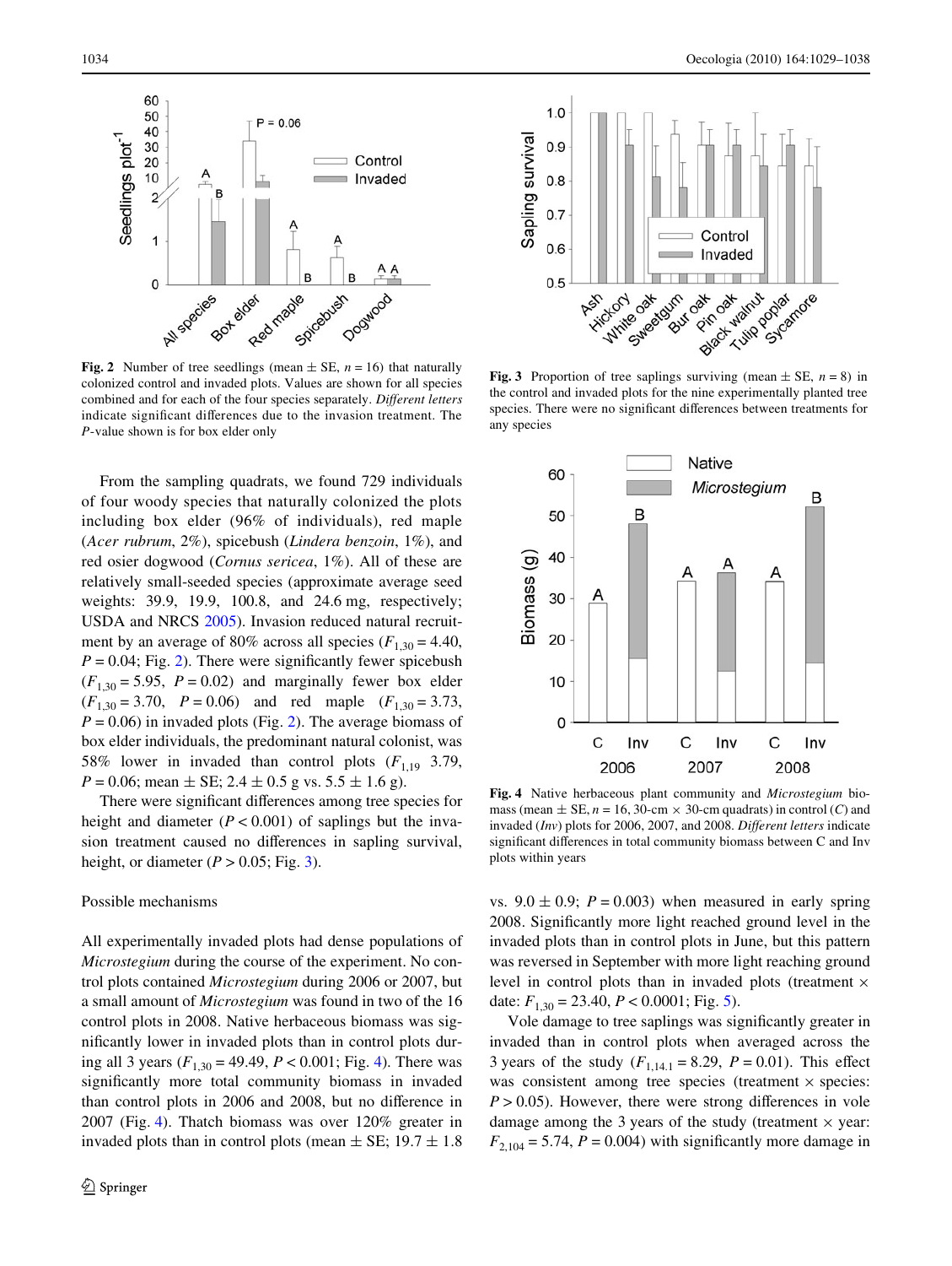**Fig. 2** Number of tree seedlings (mean ± SE, $n = 16$) that naturally colonized control and invaded plots. Values are shown for all species combined and for each of the four species separately. *Different letters* indicate significant differences due to the invasion treatment. The *P*-value shown is for box elder only

**Fig. 3** Proportion of tree saplings surviving (mean ± SE, $n = 8$) in the control and invaded plots for the nine experimentally planted tree species. There were no significant differences between treatments for any species

**Fig. 4** Native herbaceous plant community and *Microstegium* biomass (mean ± SE, $n = 16$, 30-cm × 30-cm quadrats) in control (*C*) and invaded (*Inv*) plots for 2006, 2007, and 2008. *Different letters* indicate significant differences in total community biomass between C and Inv plots within years

From the sampling quadrats, we found 729 individuals of four woody species that naturally colonized the plots including box elder (96% of individuals), red maple (*Acer rubrum*, 2%), spicebush (*Lindera benzoin*, 1%), and red osier dogwood (*Cornus sericea*, 1%). All of these are relatively small-seeded species (approximate average seed weights: 39.9, 19.9, 100.8, and 24.6 mg, respectively; USDA and NRCS 2005). Invasion reduced natural recruitment by an average of 80% across all species ($F_{1,30} = 4.40$, $P = 0.04$; Fig. 2). There were significantly fewer spicebush ($F_{1,30} = 5.95$, $P = 0.02$) and marginally fewer box elder ($F_{1,30} = 3.70$, $P = 0.06$) and red maple ($F_{1,30} = 3.73$, $P = 0.06$) in invaded plots (Fig. 2). The average biomass of box elder individuals, the predominant natural colonist, was 58% lower in invaded than control plots ($F_{1,19}$ 3.79, $P = 0.06$; mean ± SE; 2.4 ± 0.5 g vs. 5.5 ± 1.6 g).

There were significant differences among tree species for height and diameter ($P < 0.001$) of saplings but the invasion treatment caused no differences in sapling survival, height, or diameter ($P > 0.05$; Fig. 3).

Possible mechanisms

All experimentally invaded plots had dense populations of *Microstegium* during the course of the experiment. No control plots contained *Microstegium* during 2006 or 2007, but a small amount of *Microstegium* was found in two of the 16 control plots in 2008. Native herbaceous biomass was significantly lower in invaded plots than in control plots during all 3 years ($F_{1,30} = 49.49$, $P < 0.001$; Fig. 4). There was significantly more total community biomass in invaded than control plots in 2006 and 2008, but no difference in 2007 (Fig. 4). Thatch biomass was over 120% greater in invaded plots than in control plots (mean ± SE; 19.7 ± 1.8 vs. 9.0 ± 0.9; $P = 0.003$) when measured in early spring 2008. Significantly more light reached ground level in the invaded plots than in control plots in June, but this pattern was reversed in September with more light reaching ground level in control plots than in invaded plots (treatment × date: $F_{1,30} = 23.40$, $P < 0.0001$; Fig. 5).

Vole damage to tree saplings was significantly greater in invaded than in control plots when averaged across the 3 years of the study ($F_{1,14.1} = 8.29$, $P = 0.01$). This effect was consistent among tree species (treatment × species: $P > 0.05$). However, there were strong differences in vole damage among the 3 years of the study (treatment × year: $F_{2,104} = 5.74$, $P = 0.004$) with significantly more damage in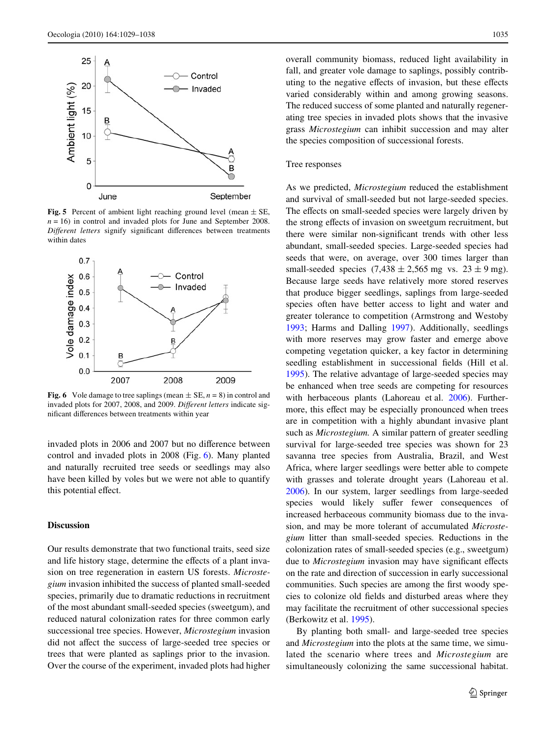Fig. 5 Percent of ambient light reaching ground level (mean ± SE, $n = 16$) in control and invaded plots for June and September 2008. *Different letters* signify significant differences between treatments within dates

Fig. 6 Vole damage to tree saplings (mean ± SE, $n = 8$) in control and invaded plots for 2007, 2008, and 2009. *Different letters* indicate significant differences between treatments within year

invaded plots in 2006 and 2007 but no difference between control and invaded plots in 2008 (Fig. 6). Many planted and naturally recruited tree seeds or seedlings may also have been killed by voles but we were not able to quantify this potential effect.

## Discussion

Our results demonstrate that two functional traits, seed size and life history stage, determine the effects of a plant invasion on tree regeneration in eastern US forests. *Microstegium* invasion inhibited the success of planted small-seeded species, primarily due to dramatic reductions in recruitment of the most abundant small-seeded species (sweetgum), and reduced natural colonization rates for three common early successional tree species. However, *Microstegium* invasion did not affect the success of large-seeded tree species or trees that were planted as saplings prior to the invasion. Over the course of the experiment, invaded plots had higher overall community biomass, reduced light availability in fall, and greater vole damage to saplings, possibly contributing to the negative effects of invasion, but these effects varied considerably within and among growing seasons. The reduced success of some planted and naturally regenerating tree species in invaded plots shows that the invasive grass *Microstegium* can inhibit succession and may alter the species composition of successional forests.

### Tree responses

As we predicted, *Microstegium* reduced the establishment and survival of small-seeded but not large-seeded species. The effects on small-seeded species were largely driven by the strong effects of invasion on sweetgum recruitment, but there were similar non-significant trends with other less abundant, small-seeded species. Large-seeded species had seeds that were, on average, over 300 times larger than small-seeded species (7,438 ± 2,565 mg vs. 23 ± 9 mg). Because large seeds have relatively more stored reserves that produce bigger seedlings, saplings from large-seeded species often have better access to light and water and greater tolerance to competition (Armstrong and Westoby 1993; Harms and Dalling 1997). Additionally, seedlings with more reserves may grow faster and emerge above competing vegetation quicker, a key factor in determining seedling establishment in successional fields (Hill et al. 1995). The relative advantage of large-seeded species may be enhanced when tree seeds are competing for resources with herbaceous plants (Lahoreau et al. 2006). Furthermore, this effect may be especially pronounced when trees are in competition with a highly abundant invasive plant such as *Microstegium.* A similar pattern of greater seedling survival for large-seeded tree species was shown for 23 savanna tree species from Australia, Brazil, and West Africa, where larger seedlings were better able to compete with grasses and tolerate drought years (Lahoreau et al. 2006). In our system, larger seedlings from large-seeded species would likely suffer fewer consequences of increased herbaceous community biomass due to the invasion, and may be more tolerant of accumulated *Microstegium* litter than small-seeded species. Reductions in the colonization rates of small-seeded species (e.g., sweetgum) due to *Microstegium* invasion may have significant effects on the rate and direction of succession in early successional communities. Such species are among the first woody species to colonize old fields and disturbed areas where they may facilitate the recruitment of other successional species (Berkowitz et al. 1995).

By planting both small- and large-seeded tree species and *Microstegium* into the plots at the same time, we simulated the scenario where trees and *Microstegium* are simultaneously colonizing the same successional habitat.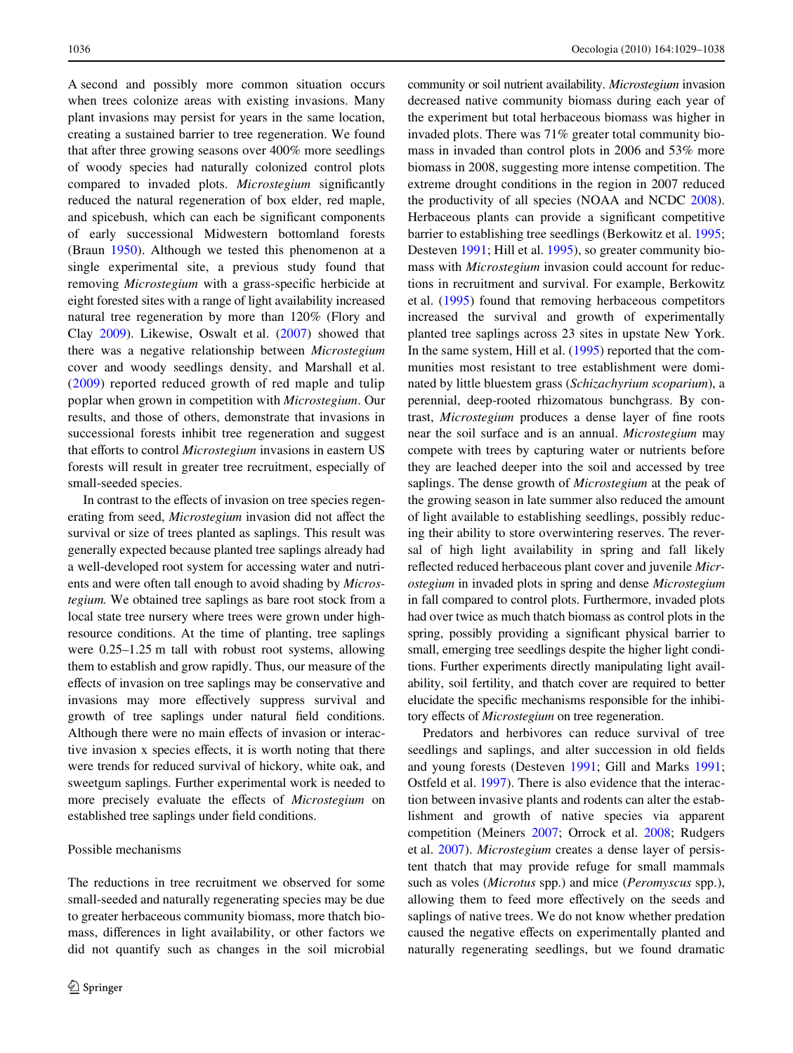A second and possibly more common situation occurs when trees colonize areas with existing invasions. Many plant invasions may persist for years in the same location, creating a sustained barrier to tree regeneration. We found that after three growing seasons over 400% more seedlings of woody species had naturally colonized control plots compared to invaded plots. *Microstegium* significantly reduced the natural regeneration of box elder, red maple, and spicebush, which can each be significant components of early successional Midwestern bottomland forests (Braun 1950). Although we tested this phenomenon at a single experimental site, a previous study found that removing *Microstegium* with a grass-specific herbicide at eight forested sites with a range of light availability increased natural tree regeneration by more than 120% (Flory and Clay 2009). Likewise, Oswalt et al. (2007) showed that there was a negative relationship between *Microstegium* cover and woody seedlings density, and Marshall et al. (2009) reported reduced growth of red maple and tulip poplar when grown in competition with *Microstegium*. Our results, and those of others, demonstrate that invasions in successional forests inhibit tree regeneration and suggest that efforts to control *Microstegium* invasions in eastern US forests will result in greater tree recruitment, especially of small-seeded species.

In contrast to the effects of invasion on tree species regenerating from seed, *Microstegium* invasion did not affect the survival or size of trees planted as saplings. This result was generally expected because planted tree saplings already had a well-developed root system for accessing water and nutrients and were often tall enough to avoid shading by *Microstegium*. We obtained tree saplings as bare root stock from a local state tree nursery where trees were grown under high-resource conditions. At the time of planting, tree saplings were 0.25–1.25 m tall with robust root systems, allowing them to establish and grow rapidly. Thus, our measure of the effects of invasion on tree saplings may be conservative and invasions may more effectively suppress survival and growth of tree saplings under natural field conditions. Although there were no main effects of invasion or interactive invasion x species effects, it is worth noting that there were trends for reduced survival of hickory, white oak, and sweetgum saplings. Further experimental work is needed to more precisely evaluate the effects of *Microstegium* on established tree saplings under field conditions.

### Possible mechanisms

The reductions in tree recruitment we observed for some small-seeded and naturally regenerating species may be due to greater herbaceous community biomass, more thatch biomass, differences in light availability, or other factors we did not quantify such as changes in the soil microbial community or soil nutrient availability. *Microstegium* invasion decreased native community biomass during each year of the experiment but total herbaceous biomass was higher in invaded plots. There was 71% greater total community biomass in invaded than control plots in 2006 and 53% more biomass in 2008, suggesting more intense competition. The extreme drought conditions in the region in 2007 reduced the productivity of all species (NOAA and NCDC 2008). Herbaceous plants can provide a significant competitive barrier to establishing tree seedlings (Berkowitz et al. 1995; Desteven 1991; Hill et al. 1995), so greater community biomass with *Microstegium* invasion could account for reductions in recruitment and survival. For example, Berkowitz et al. (1995) found that removing herbaceous competitors increased the survival and growth of experimentally planted tree saplings across 23 sites in upstate New York. In the same system, Hill et al. (1995) reported that the communities most resistant to tree establishment were dominated by little bluestem grass (*Schizachyrium scoparium*), a perennial, deep-rooted rhizomatous bunchgrass. By contrast, *Microstegium* produces a dense layer of fine roots near the soil surface and is an annual. *Microstegium* may compete with trees by capturing water or nutrients before they are leached deeper into the soil and accessed by tree saplings. The dense growth of *Microstegium* at the peak of the growing season in late summer also reduced the amount of light available to establishing seedlings, possibly reducing their ability to store overwintering reserves. The reversal of high light availability in spring and fall likely reflected reduced herbaceous plant cover and juvenile *Microstegium* in invaded plots in spring and dense *Microstegium* in fall compared to control plots. Furthermore, invaded plots had over twice as much thatch biomass as control plots in the spring, possibly providing a significant physical barrier to small, emerging tree seedlings despite the higher light conditions. Further experiments directly manipulating light availability, soil fertility, and thatch cover are required to better elucidate the specific mechanisms responsible for the inhibitory effects of *Microstegium* on tree regeneration.

Predators and herbivores can reduce survival of tree seedlings and saplings, and alter succession in old fields and young forests (Desteven 1991; Gill and Marks 1991; Ostfeld et al. 1997). There is also evidence that the interaction between invasive plants and rodents can alter the establishment and growth of native species via apparent competition (Meiners 2007; Orrock et al. 2008; Rudgers et al. 2007). *Microstegium* creates a dense layer of persistent thatch that may provide refuge for small mammals such as voles (*Microtus* spp.) and mice (*Peromyscus* spp.), allowing them to feed more effectively on the seeds and saplings of native trees. We do not know whether predation caused the negative effects on experimentally planted and naturally regenerating seedlings, but we found dramatic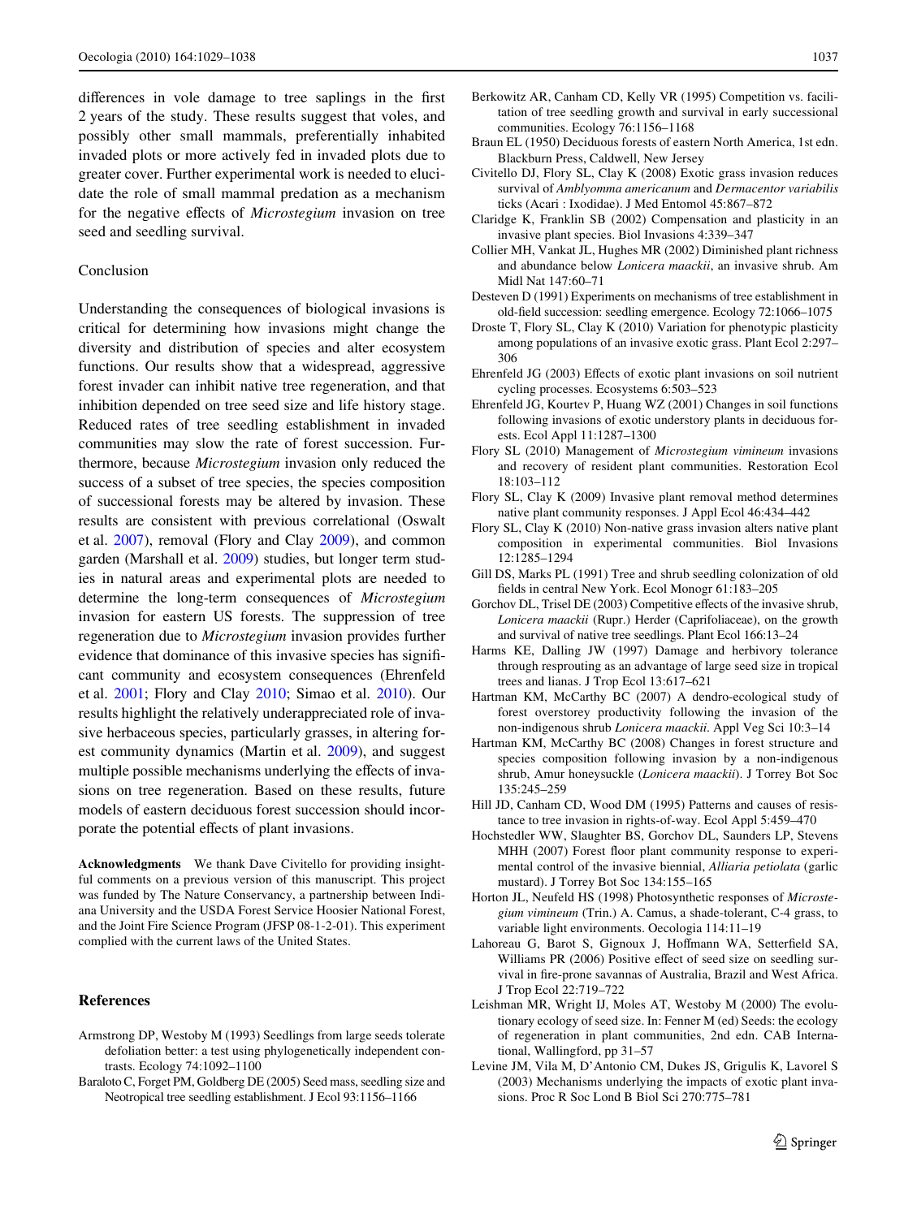differences in vole damage to tree saplings in the first 2 years of the study. These results suggest that voles, and possibly other small mammals, preferentially inhabited invaded plots or more actively fed in invaded plots due to greater cover. Further experimental work is needed to elucidate the role of small mammal predation as a mechanism for the negative effects of *Microstegium* invasion on tree seed and seedling survival.

## Conclusion

Understanding the consequences of biological invasions is critical for determining how invasions might change the diversity and distribution of species and alter ecosystem functions. Our results show that a widespread, aggressive forest invader can inhibit native tree regeneration, and that inhibition depended on tree seed size and life history stage. Reduced rates of tree seedling establishment in invaded communities may slow the rate of forest succession. Furthermore, because *Microstegium* invasion only reduced the success of a subset of tree species, the species composition of successional forests may be altered by invasion. These results are consistent with previous correlational (Oswalt et al. 2007), removal (Flory and Clay 2009), and common garden (Marshall et al. 2009) studies, but longer term studies in natural areas and experimental plots are needed to determine the long-term consequences of *Microstegium* invasion for eastern US forests. The suppression of tree regeneration due to *Microstegium* invasion provides further evidence that dominance of this invasive species has significant community and ecosystem consequences (Ehrenfeld et al. 2001; Flory and Clay 2010; Simao et al. 2010). Our results highlight the relatively underappreciated role of invasive herbaceous species, particularly grasses, in altering forest community dynamics (Martin et al. 2009), and suggest multiple possible mechanisms underlying the effects of invasions on tree regeneration. Based on these results, future models of eastern deciduous forest succession should incorporate the potential effects of plant invasions.

**Acknowledgments** We thank Dave Civitello for providing insightful comments on a previous version of this manuscript. This project was funded by The Nature Conservancy, a partnership between Indiana University and the USDA Forest Service Hoosier National Forest, and the Joint Fire Science Program (JFSP 08-1-2-01). This experiment complied with the current laws of the United States.

## References

Armstrong DP, Westoby M (1993) Seedlings from large seeds tolerate defoliation better: a test using phylogenetically independent contrasts. Ecology 74:1092–1100

Baraloto C, Forget PM, Goldberg DE (2005) Seed mass, seedling size and Neotropical tree seedling establishment. J Ecol 93:1156–1166

Berkowitz AR, Canham CD, Kelly VR (1995) Competition vs. facilitation of tree seedling growth and survival in early successional communities. Ecology 76:1156–1168

Braun EL (1950) Deciduous forests of eastern North America, 1st edn. Blackburn Press, Caldwell, New Jersey

Civitello DJ, Flory SL, Clay K (2008) Exotic grass invasion reduces survival of *Amblyomma americanum* and *Dermacentor variabilis* ticks (Acari : Ixodidae). J Med Entomol 45:867–872

Claridge K, Franklin SB (2002) Compensation and plasticity in an invasive plant species. Biol Invasions 4:339–347

Collier MH, Vankat JL, Hughes MR (2002) Diminished plant richness and abundance below *Lonicera maackii*, an invasive shrub. Am Midl Nat 147:60–71

Desteven D (1991) Experiments on mechanisms of tree establishment in old-field succession: seedling emergence. Ecology 72:1066–1075

Droste T, Flory SL, Clay K (2010) Variation for phenotypic plasticity among populations of an invasive exotic grass. Plant Ecol 2:297–306

Ehrenfeld JG (2003) Effects of exotic plant invasions on soil nutrient cycling processes. Ecosystems 6:503–523

Ehrenfeld JG, Kourtev P, Huang WZ (2001) Changes in soil functions following invasions of exotic understory plants in deciduous forests. Ecol Appl 11:1287–1300

Flory SL (2010) Management of *Microstegium vimineum* invasions and recovery of resident plant communities. Restoration Ecol 18:103–112

Flory SL, Clay K (2009) Invasive plant removal method determines native plant community responses. J Appl Ecol 46:434–442

Flory SL, Clay K (2010) Non-native grass invasion alters native plant composition in experimental communities. Biol Invasions 12:1285–1294

Gill DS, Marks PL (1991) Tree and shrub seedling colonization of old fields in central New York. Ecol Monogr 61:183–205

Gorchov DL, Trisel DE (2003) Competitive effects of the invasive shrub, *Lonicera maackii* (Rupr.) Herder (Caprifoliaceae), on the growth and survival of native tree seedlings. Plant Ecol 166:13–24

Harms KE, Dalling JW (1997) Damage and herbivory tolerance through resprouting as an advantage of large seed size in tropical trees and lianas. J Trop Ecol 13:617–621

Hartman KM, McCarthy BC (2007) A dendro-ecological study of forest overstorey productivity following the invasion of the non-indigenous shrub *Lonicera maackii*. Appl Veg Sci 10:3–14

Hartman KM, McCarthy BC (2008) Changes in forest structure and species composition following invasion by a non-indigenous shrub, Amur honeysuckle (*Lonicera maackii*). J Torrey Bot Soc 135:245–259

Hill JD, Canham CD, Wood DM (1995) Patterns and causes of resistance to tree invasion in rights-of-way. Ecol Appl 5:459–470

Hochstedler WW, Slaughter BS, Gorchov DL, Saunders LP, Stevens MHH (2007) Forest floor plant community response to experimental control of the invasive biennial, *Alliaria petiolata* (garlic mustard). J Torrey Bot Soc 134:155–165

Horton JL, Neufeld HS (1998) Photosynthetic responses of *Microstegium vimineum* (Trin.) A. Camus, a shade-tolerant, C-4 grass, to variable light environments. Oecologia 114:11–19

Lahoreau G, Barot S, Gignoux J, Hoffmann WA, Setterfield SA, Williams PR (2006) Positive effect of seed size on seedling survival in fire-prone savannas of Australia, Brazil and West Africa. J Trop Ecol 22:719–722

Leishman MR, Wright IJ, Moles AT, Westoby M (2000) The evolutionary ecology of seed size. In: Fenner M (ed) Seeds: the ecology of regeneration in plant communities, 2nd edn. CAB International, Wallingford, pp 31–57

Levine JM, Vila M, D'Antonio CM, Dukes JS, Grigulis K, Lavorel S (2003) Mechanisms underlying the impacts of exotic plant invasions. Proc R Soc Lond B Biol Sci 270:775–781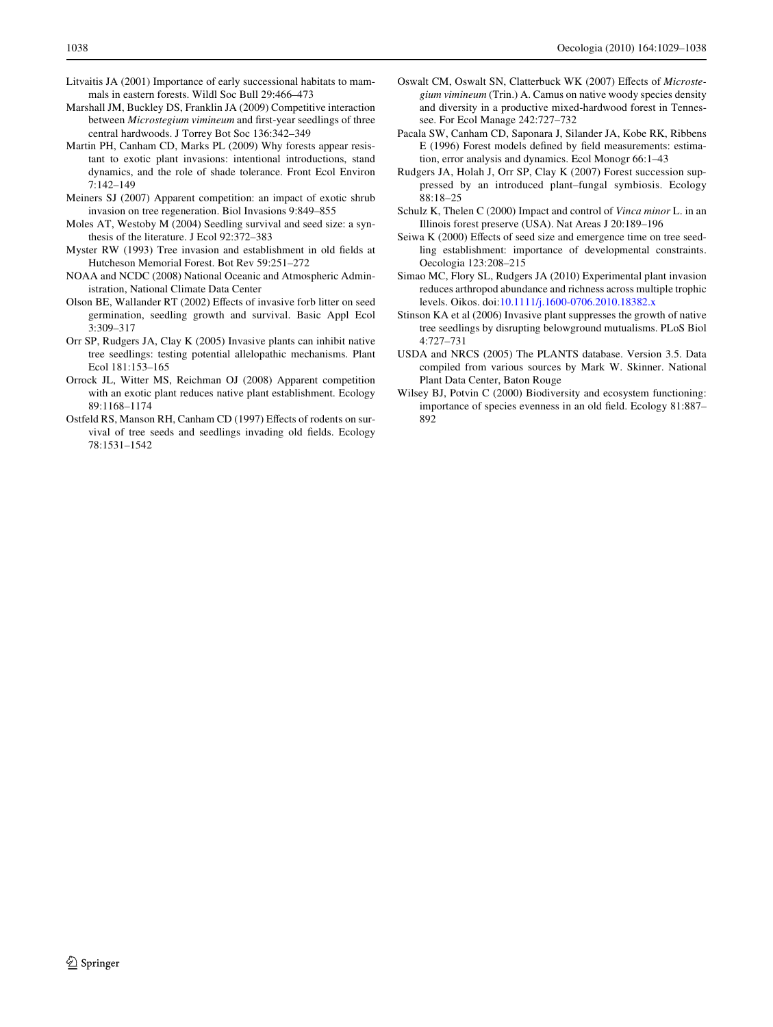Litvaitis JA (2001) Importance of early successional habitats to mammals in eastern forests. Wildl Soc Bull 29:466–473

Marshall JM, Buckley DS, Franklin JA (2009) Competitive interaction between *Microstegium vimineum* and first-year seedlings of three central hardwoods. J Torrey Bot Soc 136:342–349

Martin PH, Canham CD, Marks PL (2009) Why forests appear resistant to exotic plant invasions: intentional introductions, stand dynamics, and the role of shade tolerance. Front Ecol Environ 7:142–149

Meiners SJ (2007) Apparent competition: an impact of exotic shrub invasion on tree regeneration. Biol Invasions 9:849–855

Moles AT, Westoby M (2004) Seedling survival and seed size: a synthesis of the literature. J Ecol 92:372–383

Myster RW (1993) Tree invasion and establishment in old fields at Hutcheson Memorial Forest. Bot Rev 59:251–272

NOAA and NCDC (2008) National Oceanic and Atmospheric Administration, National Climate Data Center

Olson BE, Wallander RT (2002) Effects of invasive forb litter on seed germination, seedling growth and survival. Basic Appl Ecol 3:309–317

Orr SP, Rudgers JA, Clay K (2005) Invasive plants can inhibit native tree seedlings: testing potential allelopathic mechanisms. Plant Ecol 181:153–165

Orrock JL, Witter MS, Reichman OJ (2008) Apparent competition with an exotic plant reduces native plant establishment. Ecology 89:1168–1174

Ostfeld RS, Manson RH, Canham CD (1997) Effects of rodents on survival of tree seeds and seedlings invading old fields. Ecology 78:1531–1542

Oswalt CM, Oswalt SN, Clatterbuck WK (2007) Effects of *Microstegium vimineum* (Trin.) A. Camus on native woody species density and diversity in a productive mixed-hardwood forest in Tennessee. For Ecol Manage 242:727–732

Pacala SW, Canham CD, Saponara J, Silander JA, Kobe RK, Ribbens E (1996) Forest models defined by field measurements: estimation, error analysis and dynamics. Ecol Monogr 66:1–43

Rudgers JA, Holah J, Orr SP, Clay K (2007) Forest succession suppressed by an introduced plant–fungal symbiosis. Ecology 88:18–25

Schulz K, Thelen C (2000) Impact and control of *Vinca minor* L. in an Illinois forest preserve (USA). Nat Areas J 20:189–196

Seiwa K (2000) Effects of seed size and emergence time on tree seedling establishment: importance of developmental constraints. Oecologia 123:208–215

Simao MC, Flory SL, Rudgers JA (2010) Experimental plant invasion reduces arthropod abundance and richness across multiple trophic levels. Oikos. doi:10.1111/j.1600-0706.2010.18382.x

Stinson KA et al (2006) Invasive plant suppresses the growth of native tree seedlings by disrupting belowground mutualisms. PLoS Biol 4:727–731

USDA and NRCS (2005) The PLANTS database. Version 3.5. Data compiled from various sources by Mark W. Skinner. National Plant Data Center, Baton Rouge

Wilsey BJ, Potvin C (2000) Biodiversity and ecosystem functioning: importance of species evenness in an old field. Ecology 81:887–892